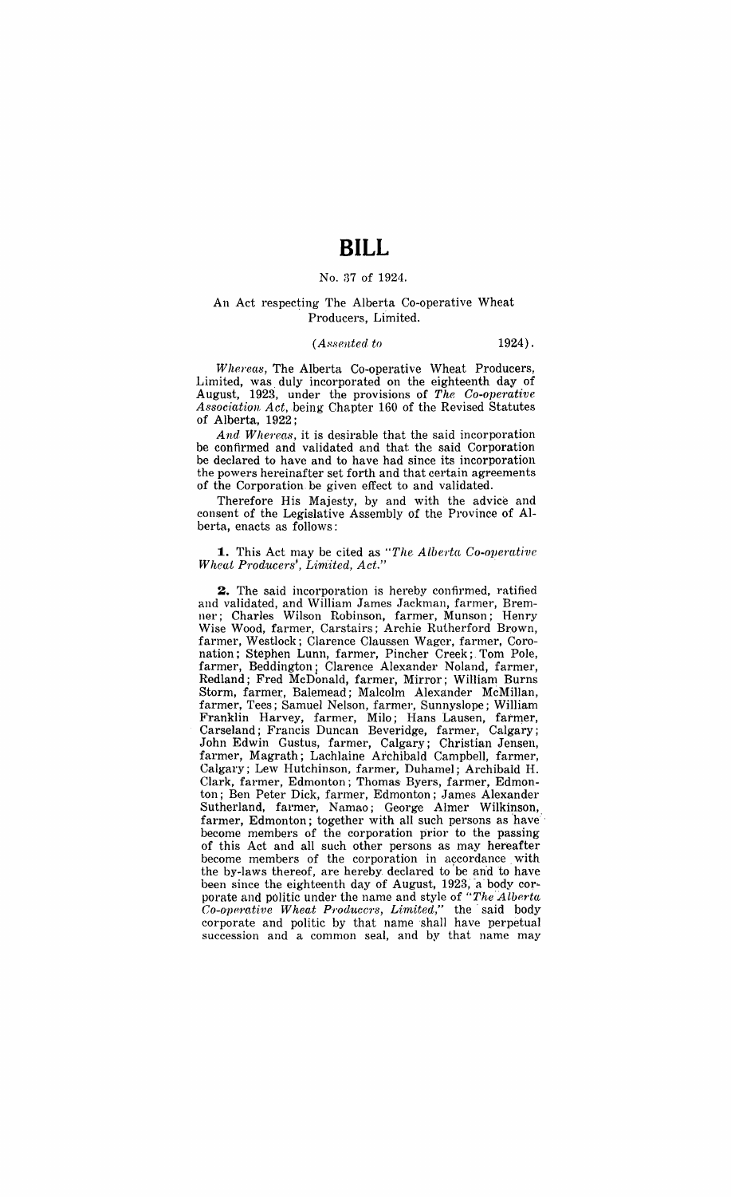# BILL

No. 37 of 1924.

An Act respecting The Alberta Co-operative Wheat Producers, Limited.

*(Assented to 1924).*

*Whereas,* The Alberta Co-operative Wheat Producers, Limited, was duly incorporated on the eighteenth day of August, 1923, under the provisions of *The Co-operative Association Act,* being Chapter 160 of the Revised Statutes of Alberta, 1922;

*And Whereas,* it is desirable that the said incorporation be confirmed and validated and that the said Corporation be declared to have and to have had since its incorporation the powers hereinafter set forth and that certain agreements of the Corporation be given effect to and validated.

Therefore His Majesty, by and with the advice and consent of the Legislative Assembly of the Province of Alberta, enacts as follows:

**1.** This Act may be cited as *"The Alberta Co-operative Wheat Producers', Limited, Act."*

**2.** The said incorporation is hereby confirmed, ratified and validated, and William James Jackman, farmer, Bremner; Charles Wilson Robinson, farmer, Munson; Henry Wise Wood, farmer, Carstairs; Archie Rutherford Brown, farmer, Westlock; Clarence Claussen Wager, farmer, Coronation; Stephen Lunn, farmer, Pincher Creek; Tom Pole, farmer, Beddington; Clarence Alexander Noland, farmer, Redland; Fred McDonald, farmer, Mirror; William Burns Storm, farmer, Balemead; Malcolm Alexander McMillan, farmer, Tees; Samuel Nelson, farmer, Sunnyslope; William Franklin Harvey, farmer, Milo; Hans Lausen, farmer, Carseland; Francis Duncan Beveridge, farmer, Calgary; John Edwin Gustus, farmer, Calgary; Christian Jensen, farmer, Magrath; Lachlaine Archibald Campbell, farmer, Calgary; Lew Hutchinson, farmer, Duhamel; Archibald H. Clark, farmer, Edmonton; Thomas Byers, farmer, Edmonton; Ben Peter Dick, farmer, Edmonton; James Alexander Sutherland, farmer, Namao; George Almer Wilkinson, farmer, Edmonton; together with all such persons as have become members of the corporation prior to the passing of this Act and all such other persons as may hereafter become members of the corporation in accordance with the by-laws thereof, are hereby declared to be and to have been since the eighteenth day of August, 1923, a body corporate and politic under the name and style of *"The Alberta Co-operative Wheat Producers, Limited,"* the said body corporate and politic by that name shall have perpetual succession and a common seal, and by that name may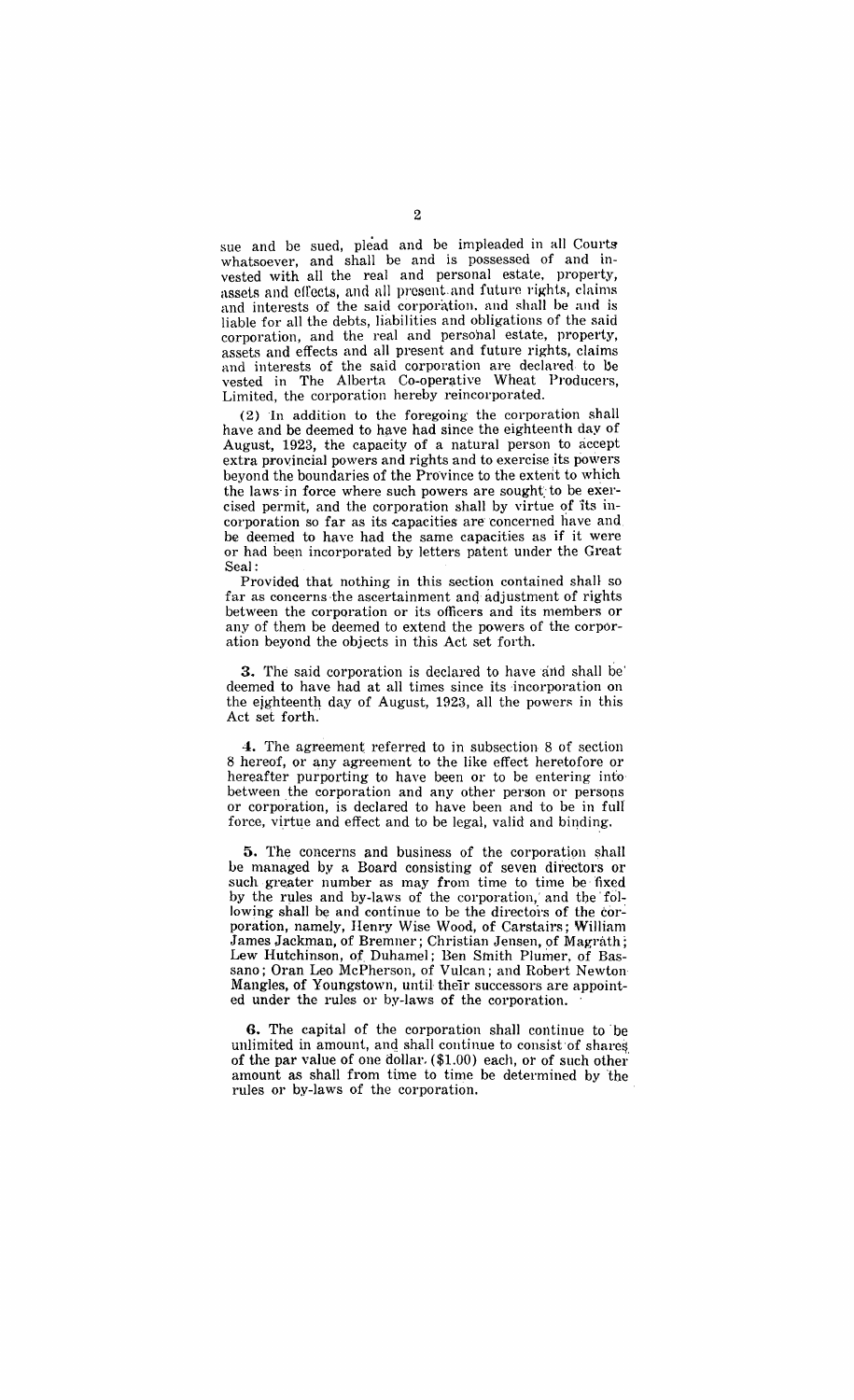sue and be sued, plead and be impleaded in all Courts whatsoever, and shall be and is possessed of and invested with all the real and personal estate, property, assets and effects, and all present and future rights, claims and interests of the said corporation, and shall be and is liable for all the debts, liabilities and obligations of the said corporation, and the real and personal estate, property, assets and effects and all present and future rights, claims and interests of the said corporation are declared to be vested in The Alberta Co-operative Wheat Producers, Limited, the corporation hereby reincorporated.

(2) In addition to the foregoing the corporation shall have and be deemed to have had since the eighteenth day of August, 1923, the capacity of a natural person to accept extra provincial powers and rights and to exercise its powers beyond the boundaries of the Province to the extent to which the laws in force where such powers are sought to be exercised permit, and the corporation shall by virtue of its incorporation so far as its capacities are concerned have and be deemed to have had the same capacities as if it were or had been incorporated by letters patent under the Great Seal:

Provided that nothing in this section contained shall so far as concerns the ascertainment and adjustment of rights between the corporation or its officers and its members or any of them be deemed to extend the powers of the corporation beyond the objects in this Act set forth.

**3.** The said corporation is declared to have and shall be deemed to have had at all times since its incorporation on the eighteenth day of August, 1923, all the powers in this Act set forth.

**4.** The agreement referred to in subsection 8 of section 8 hereof, or any agreement to the like effect heretofore or hereafter purporting to have been or to be entering into between the corporation and any other person or persons or corporation, is declared to have been and to be in full force, virtue and effect and to be legal, valid and binding.

**5.** The concerns and business of the corporation shall be managed by a Board consisting of seven directors or such greater number as may from time to time be fixed by the rules and by-laws of the corporation, and the following shall be and continue to be the directors of the corporation, namely, Henry Wise Wood, of Carstairs; William James Jackman, of Bremner; Christian Jensen, of Magrath; Lew Hutchinson, of Duhamel; Ben Smith Plumer, of Bassano; Oran Leo McPherson, of Vulcan; and Robert Newton Mangles, of Youngstown, until their successors are appointed under the rules or by-laws of the corporation.

**6.** The capital of the corporation shall continue to be unlimited in amount, and shall continue to consist of shares of the par value of one dollar ($1.00) each, or of such other amount as shall from time to time be determined by the rules or by-laws of the corporation.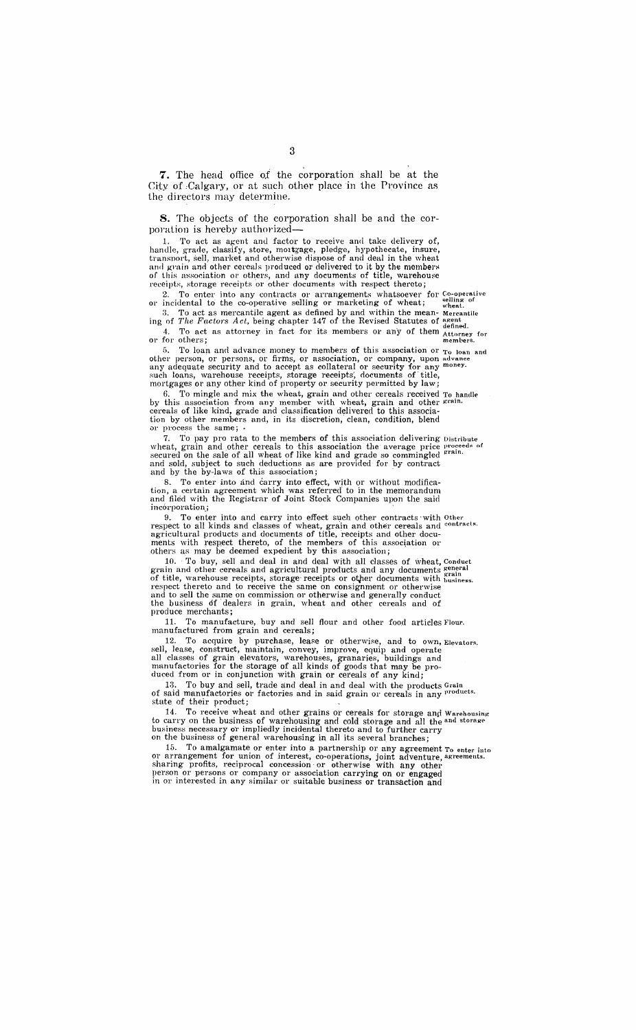**7.** The head office of the corporation shall be at the City of Calgary, or at such other place in the Province as the directors may determine.

**8.** The objects of the corporation shall be and the corporation is hereby authorized—

1. To act as agent and factor to receive and take delivery of, handle, grade, classify, store, mortgage, pledge, hypothecate, insure, transport, sell, market and otherwise dispose of and deal in the wheat and grain and other cereals produced or delivered to it by the members of this association or others, and any documents of title, warehouse receipts, storage receipts or other documents with respect thereto;

2. To enter into any contracts or arrangements whatsoever for or incidental to the co-operative selling or marketing of wheat; *Co-operative selling of wheat.*

3. To act as mercantile agent as defined by and within the meaning of *The Factors Act*, being chapter 147 of the Revised Statutes of *Mercantile agent defined.*

4. To act as attorney in fact for its members or any of them or for others; *Attorney for members.*

5. To loan and advance money to members of this association or other person, or persons, or firms, or association, or company, upon any adequate security and to accept as collateral or security for any such loans, warehouse receipts, storage receipts, documents of title, mortgages or any other kind of property or security permitted by law; *To loan and advance money.*

6. To mingle and mix the wheat, grain and other cereals received by this association from any member with wheat, grain and other cereals of like kind, grade and classification delivered to this association by other members and, in its discretion, clean, condition, blend or process the same; *To handle grain.*

7. To pay pro rata to the members of this association delivering wheat, grain and other cereals to this association the average price secured on the sale of all wheat of like kind and grade so commingled and sold, subject to such deductions as are provided for by contract and by the by-laws of this association; *Distribute proceeds of grain.*

8. To enter into and carry into effect, with or without modification, a certain agreement which was referred to in the memorandum and filed with the Registrar of Joint Stock Companies upon the said incorporation;

9. To enter into and carry into effect such other contracts with respect to all kinds and classes of wheat, grain and other cereals and agricultural products and documents of title, receipts and other documents with respect thereto, of the members of this association or others as may be deemed expedient by this association; *Other contracts.*

10. To buy, sell and deal in and deal with all classes of wheat, grain and other cereals and agricultural products and any documents of title, warehouse receipts, storage receipts or other documents with respect thereto and to receive the same on consignment or otherwise and to sell the same on commission or otherwise and generally conduct the business of dealers in grain, wheat and other cereals and of produce merchants; *Conduct general grain business.*

11. To manufacture, buy and sell flour and other food articles manufactured from grain and cereals; *Flour.*

12. To acquire by purchase, lease or otherwise, and to own, sell, lease, construct, maintain, convey, improve, equip and operate all classes of grain elevators, warehouses, granaries, buildings and manufactories for the storage of all kinds of goods that may be produced from or in conjunction with grain or cereals of any kind; *Elevators.*

13. To buy and sell, trade and deal in and deal with the products of said manufactories or factories and in said grain or cereals in any state of their product; *Grain products.*

14. To receive wheat and other grains or cereals for storage and to carry on the business of warehousing and cold storage and all the business necessary or impliedly incidental thereto and to further carry on the business of general warehousing in all its several branches; *Warehousing and storage.*

15. To amalgamate or enter into a partnership or any agreement or arrangement for union of interest, co-operations, joint adventure, sharing profits, reciprocal concession or otherwise with any other person or persons or company or association carrying on or engaged in or interested in any similar or suitable business or transaction and *To enter into agreements.*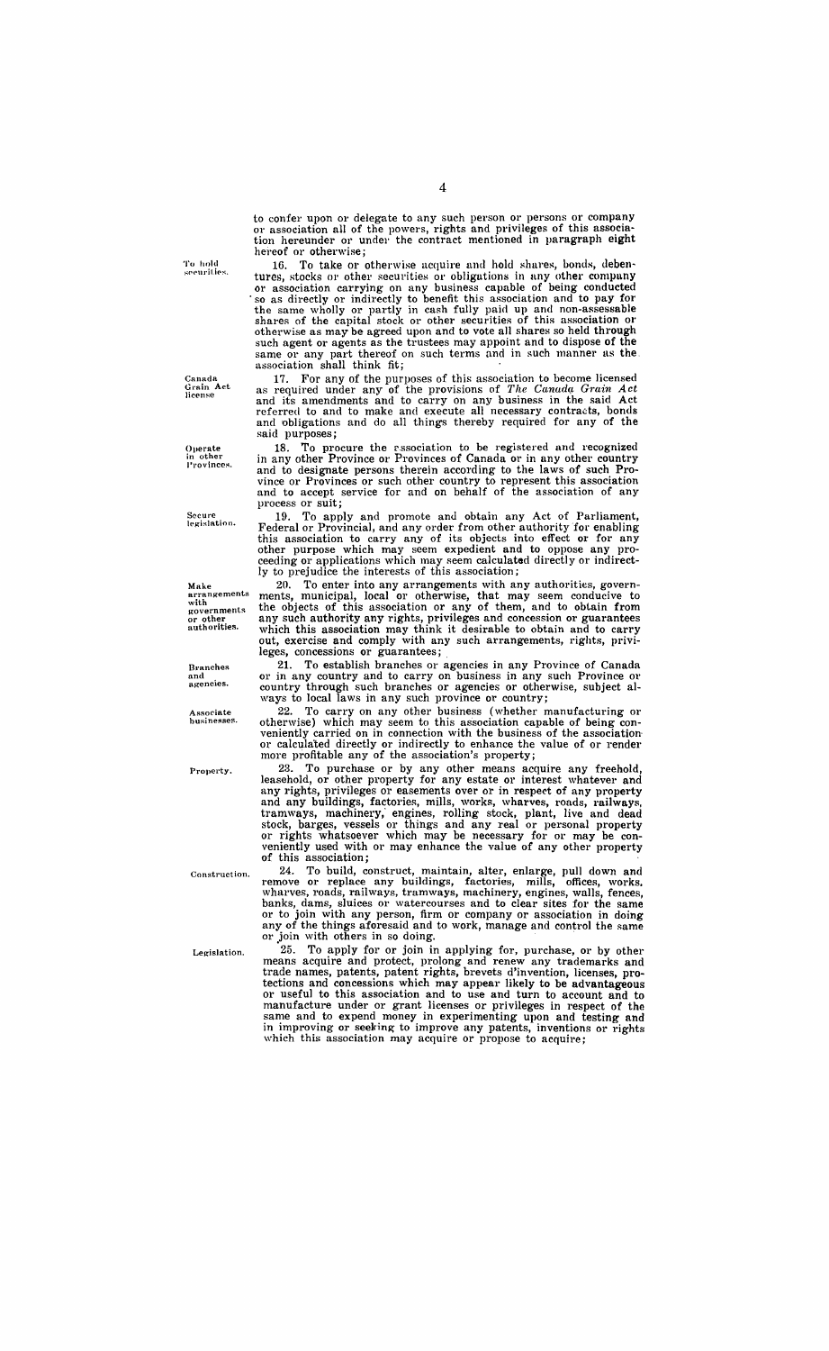to confer upon or delegate to any such person or persons or company or association all of the powers, rights and privileges of this association hereunder or under the contract mentioned in paragraph eight hereof or otherwise;

*To hold securities.*

16. To take or otherwise acquire and hold shares, bonds, debentures, stocks or other securities or obligations in any other company or association carrying on any business capable of being conducted so as directly or indirectly to benefit this association and to pay for the same wholly or partly in cash fully paid up and non-assessable shares of the capital stock or other securities of this association or otherwise as may be agreed upon and to vote all shares so held through such agent or agents as the trustees may appoint and to dispose of the same or any part thereof on such terms and in such manner as the association shall think fit;

*Canada Grain Act license*

17. For any of the purposes of this association to become licensed as required under any of the provisions of *The Canada Grain Act* and its amendments and to carry on any business in the said Act referred to and to make and execute all necessary contracts, bonds and obligations and do all things thereby required for any of the said purposes;

*Operate in other Provinces.*

18. To procure the association to be registered and recognized in any other Province or Provinces of Canada or in any other country and to designate persons therein according to the laws of such Province or Provinces or such other country to represent this association and to accept service for and on behalf of the association of any process or suit;

*Secure legislation.*

19. To apply and promote and obtain any Act of Parliament, Federal or Provincial, and any order from other authority for enabling this association to carry any of its objects into effect or for any other purpose which may seem expedient and to oppose any proceeding or applications which may seem calculated directly or indirectly to prejudice the interests of this association;

*Make arrangements with governments or other authorities.*

20. To enter into any arrangements with any authorities, governments, municipal, local or otherwise, that may seem conducive to the objects of this association or any of them, and to obtain from any such authority any rights, privileges and concession or guarantees which this association may think it desirable to obtain and to carry out, exercise and comply with any such arrangements, rights, privileges, concessions or guarantees;

*Branches and agencies.*

21. To establish branches or agencies in any Province of Canada or in any country and to carry on business in any such Province or country through such branches or agencies or otherwise, subject always to local laws in any such province or country;

*Associate businesses.*

22. To carry on any other business (whether manufacturing or otherwise) which may seem to this association capable of being conveniently carried on in connection with the business of the association or calculated directly or indirectly to enhance the value of or render more profitable any of the association's property;

*Property.*

23. To purchase or by any other means acquire any freehold, leasehold, or other property for any estate or interest whatever and any rights, privileges or easements over or in respect of any property and any buildings, factories, mills, works, wharves, roads, railways, tramways, machinery, engines, rolling stock, plant, live and dead stock, barges, vessels or things and any real or personal property or rights whatsoever which may be necessary for or may be conveniently used with or may enhance the value of any other property of this association;

*Construction.*

24. To build, construct, maintain, alter, enlarge, pull down and remove or replace any buildings, factories, mills, offices, works, wharves, roads, railways, tramways, machinery, engines, walls, fences, banks, dams, sluices or watercourses and to clear sites for the same or to join with any person, firm or company or association in doing any of the things aforesaid and to work, manage and control the same or join with others in so doing.

*Legislation.*

25. To apply for or join in applying for, purchase, or by other means acquire and protect, prolong and renew any trademarks and trade names, patents, patent rights, brevets d'invention, licenses, protections and concessions which may appear likely to be advantageous or useful to this association and to use and turn to account and to manufacture under or grant licenses or privileges in respect of the same and to expend money in experimenting upon and testing and in improving or seeking to improve any patents, inventions or rights which this association may acquire or propose to acquire;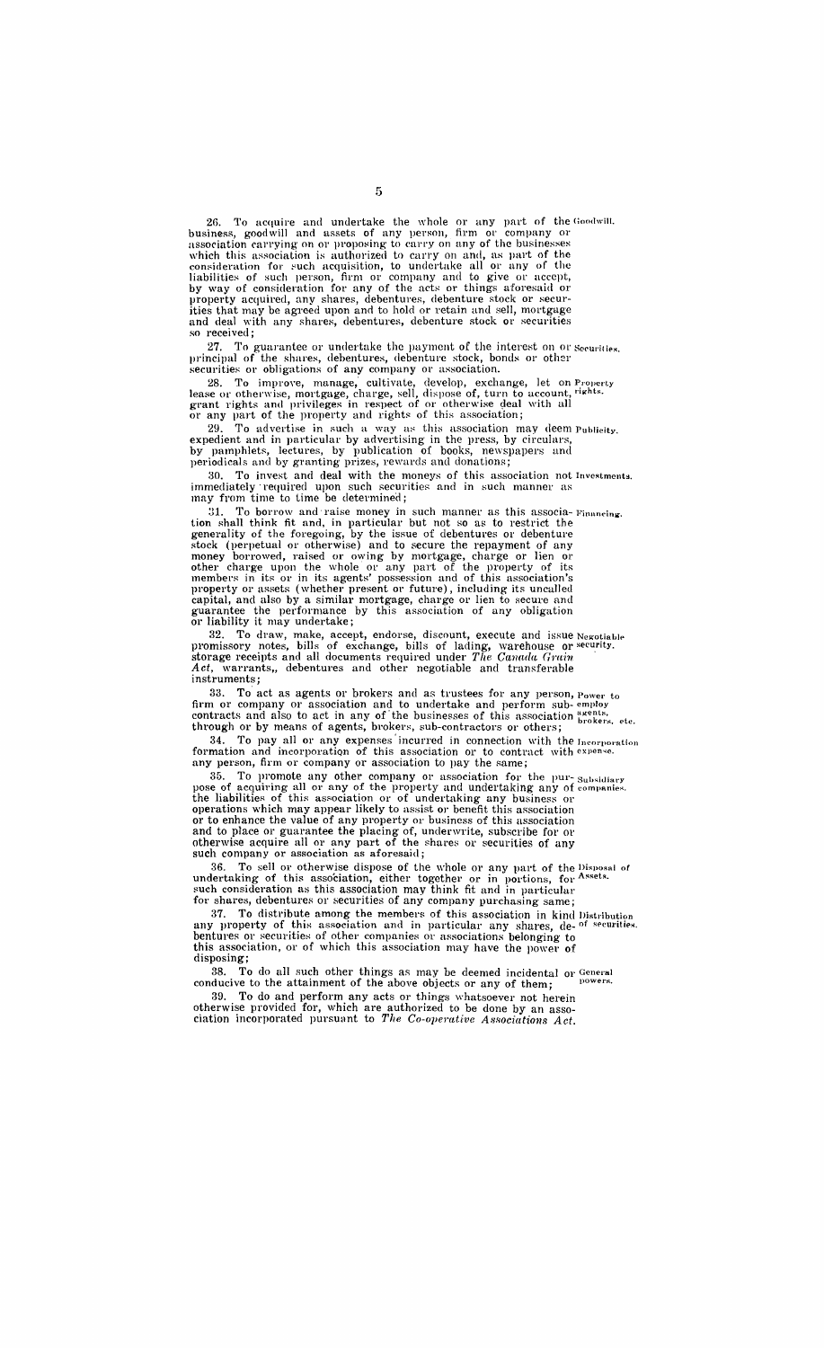26. To acquire and undertake the whole or any part of the business, goodwill and assets of any person, firm or company or association carrying on or proposing to carry on any of the businesses which this association is authorized to carry on and, as part of the consideration for such acquisition, to undertake all or any of the liabilities of such person, firm or company and to give or accept, by way of consideration for any of the acts or things aforesaid or property acquired, any shares, debentures, debenture stock or securities that may be agreed upon and to hold or retain and sell, mortgage and deal with any shares, debentures, debenture stock or securities so received; *Goodwill.*

27. To guarantee or undertake the payment of the interest on or principal of the shares, debentures, debenture stock, bonds or other securities or obligations of any company or association. *Securities.*

28. To improve, manage, cultivate, develop, exchange, let on lease or otherwise, mortgage, charge, sell, dispose of, turn to account, grant rights and privileges in respect of or otherwise deal with all or any part of the property and rights of this association; *Property rights.*

29. To advertise in such a way as this association may deem expedient and in particular by advertising in the press, by circulars, by pamphlets, lectures, by publication of books, newspapers and periodicals and by granting prizes, rewards and donations; *Publicity.*

30. To invest and deal with the moneys of this association not immediately required upon such securities and in such manner as may from time to time be determined; *Investments.*

31. To borrow and raise money in such manner as this association shall think fit and, in particular but not so as to restrict the generality of the foregoing, by the issue of debentures or debenture stock (perpetual or otherwise) and to secure the repayment of any money borrowed, raised or owing by mortgage, charge or lien or other charge upon the whole or any part of the property of its members in its or in its agents' possession and of this association's property or assets (whether present or future), including its uncalled capital, and also by a similar mortgage, charge or lien to secure and guarantee the performance by this association of any obligation or liability it may undertake; *Financing.*

32. To draw, make, accept, endorse, discount, execute and issue promissory notes, bills of exchange, bills of lading, warehouse or storage receipts and all documents required under *The Canada Grain Act*, warrants,, debentures and other negotiable and transferable instruments; *Negotiable security.*

33. To act as agents or brokers and as trustees for any person, firm or company or association and to undertake and perform sub-contracts and also to act in any of the businesses of this association through or by means of agents, brokers, sub-contractors or others; *Power to employ agents, brokers, etc.*

34. To pay all or any expenses incurred in connection with the formation and incorporation of this association or to contract with any person, firm or company or association to pay the same; *Incorporation expense.*

35. To promote any other company or association for the purpose of acquiring all or any of the property and undertaking any of the liabilities of this association or of undertaking any business or operations which may appear likely to assist or benefit this association or to enhance the value of any property or business of this association and to place or guarantee the placing of, underwrite, subscribe for or otherwise acquire all or any part of the shares or securities of any such company or association as aforesaid; *Subsidiary companies.*

36. To sell or otherwise dispose of the whole or any part of the undertaking of this association, either together or in portions, for such consideration as this association may think fit and in particular for shares, debentures or securities of any company purchasing same; *Disposal of Assets.*

37. To distribute among the members of this association in kind any property of this association and in particular any shares, debentures or securities of other companies or associations belonging to this association, or of which this association may have the power of disposing; *Distribution of securities.*

38. To do all such other things as may be deemed incidental or conducive to the attainment of the above objects or any of them; *General powers.*

39. To do and perform any acts or things whatsoever not herein otherwise provided for, which are authorized to be done by an association incorporated pursuant to *The Co-operative Associations Act.*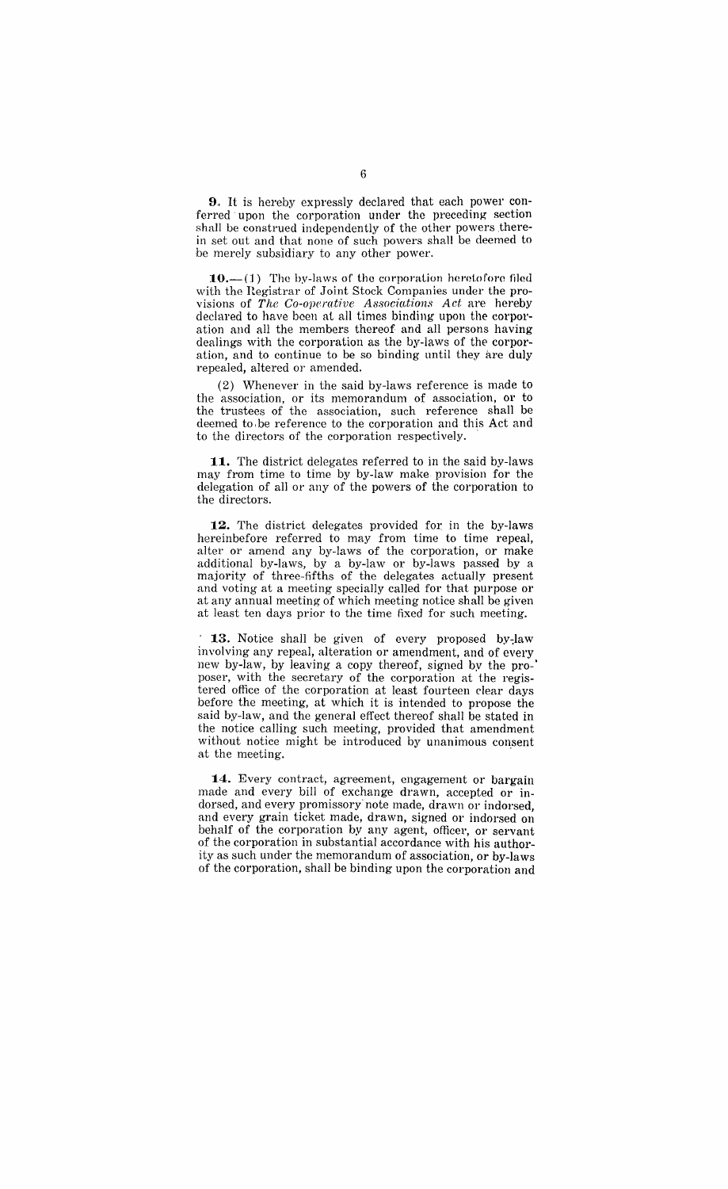**9.** It is hereby expressly declared that each power conferred upon the corporation under the preceding section shall be construed independently of the other powers therein set out and that none of such powers shall be deemed to be merely subsidiary to any other power.

**10.**—(1) The by-laws of the corporation heretofore filed with the Registrar of Joint Stock Companies under the provisions of *The Co-operative Associations Act* are hereby declared to have been at all times binding upon the corporation and all the members thereof and all persons having dealings with the corporation as the by-laws of the corporation, and to continue to be so binding until they are duly repealed, altered or amended.

(2) Whenever in the said by-laws reference is made to the association, or its memorandum of association, or to the trustees of the association, such reference shall be deemed to be reference to the corporation and this Act and to the directors of the corporation respectively.

**11.** The district delegates referred to in the said by-laws may from time to time by by-law make provision for the delegation of all or any of the powers of the corporation to the directors.

**12.** The district delegates provided for in the by-laws hereinbefore referred to may from time to time repeal, alter or amend any by-laws of the corporation, or make additional by-laws, by a by-law or by-laws passed by a majority of three-fifths of the delegates actually present and voting at a meeting specially called for that purpose or at any annual meeting of which meeting notice shall be given at least ten days prior to the time fixed for such meeting.

**13.** Notice shall be given of every proposed by-law involving any repeal, alteration or amendment, and of every new by-law, by leaving a copy thereof, signed by the proposer, with the secretary of the corporation at the registered office of the corporation at least fourteen clear days before the meeting, at which it is intended to propose the said by-law, and the general effect thereof shall be stated in the notice calling such meeting, provided that amendment without notice might be introduced by unanimous consent at the meeting.

**14.** Every contract, agreement, engagement or bargain made and every bill of exchange drawn, accepted or indorsed, and every promissory note made, drawn or indorsed, and every grain ticket made, drawn, signed or indorsed on behalf of the corporation by any agent, officer, or servant of the corporation in substantial accordance with his authority as such under the memorandum of association, or by-laws of the corporation, shall be binding upon the corporation and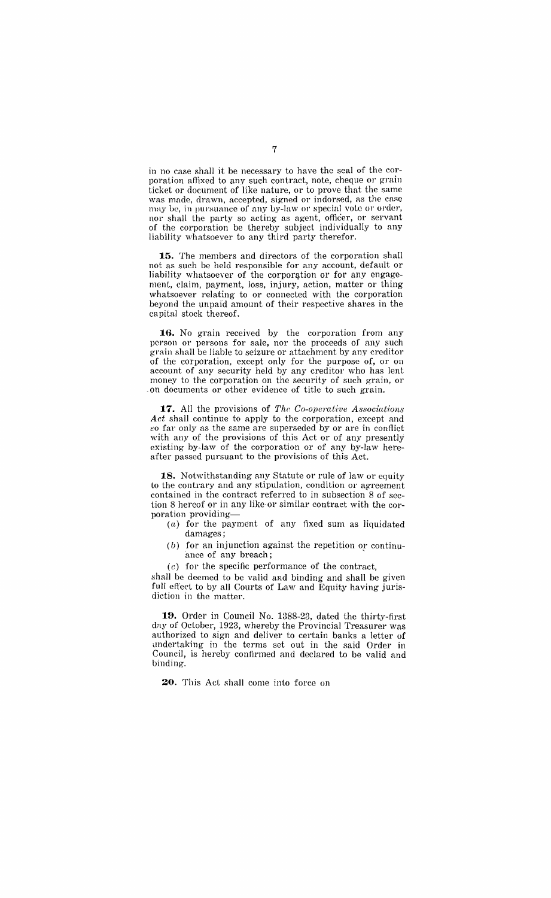in no case shall it be necessary to have the seal of the corporation affixed to any such contract, note, cheque or grain ticket or document of like nature, or to prove that the same was made, drawn, accepted, signed or indorsed, as the case may be, in pursuance of any by-law or special vote or order, nor shall the party so acting as agent, officer, or servant of the corporation be thereby subject individually to any liability whatsoever to any third party therefor.

**15.** The members and directors of the corporation shall not as such be held responsible for any account, default or liability whatsoever of the corporation or for any engagement, claim, payment, loss, injury, action, matter or thing whatsoever relating to or connected with the corporation beyond the unpaid amount of their respective shares in the capital stock thereof.

**16.** No grain received by the corporation from any person or persons for sale, nor the proceeds of any such grain shall be liable to seizure or attachment by any creditor of the corporation, except only for the purpose of, or on account of any security held by any creditor who has lent money to the corporation on the security of such grain, or on documents or other evidence of title to such grain.

**17.** All the provisions of *The Co-operative Associations Act* shall continue to apply to the corporation, except and so far only as the same are superseded by or are in conflict with any of the provisions of this Act or of any presently existing by-law of the corporation or of any by-law hereafter passed pursuant to the provisions of this Act.

**18.** Notwithstanding any Statute or rule of law or equity to the contrary and any stipulation, condition or agreement contained in the contract referred to in subsection 8 of section 8 hereof or in any like or similar contract with the corporation providing—

- (*a*) for the payment of any fixed sum as liquidated damages;
- (*b*) for an injunction against the repetition or continuance of any breach;
- (*c*) for the specific performance of the contract,

shall be deemed to be valid and binding and shall be given full effect to by all Courts of Law and Equity having jurisdiction in the matter.

**19.** Order in Council No. 1388-23, dated the thirty-first day of October, 1923, whereby the Provincial Treasurer was authorized to sign and deliver to certain banks a letter of undertaking in the terms set out in the said Order in Council, is hereby confirmed and declared to be valid and binding.

**20.** This Act shall come into force on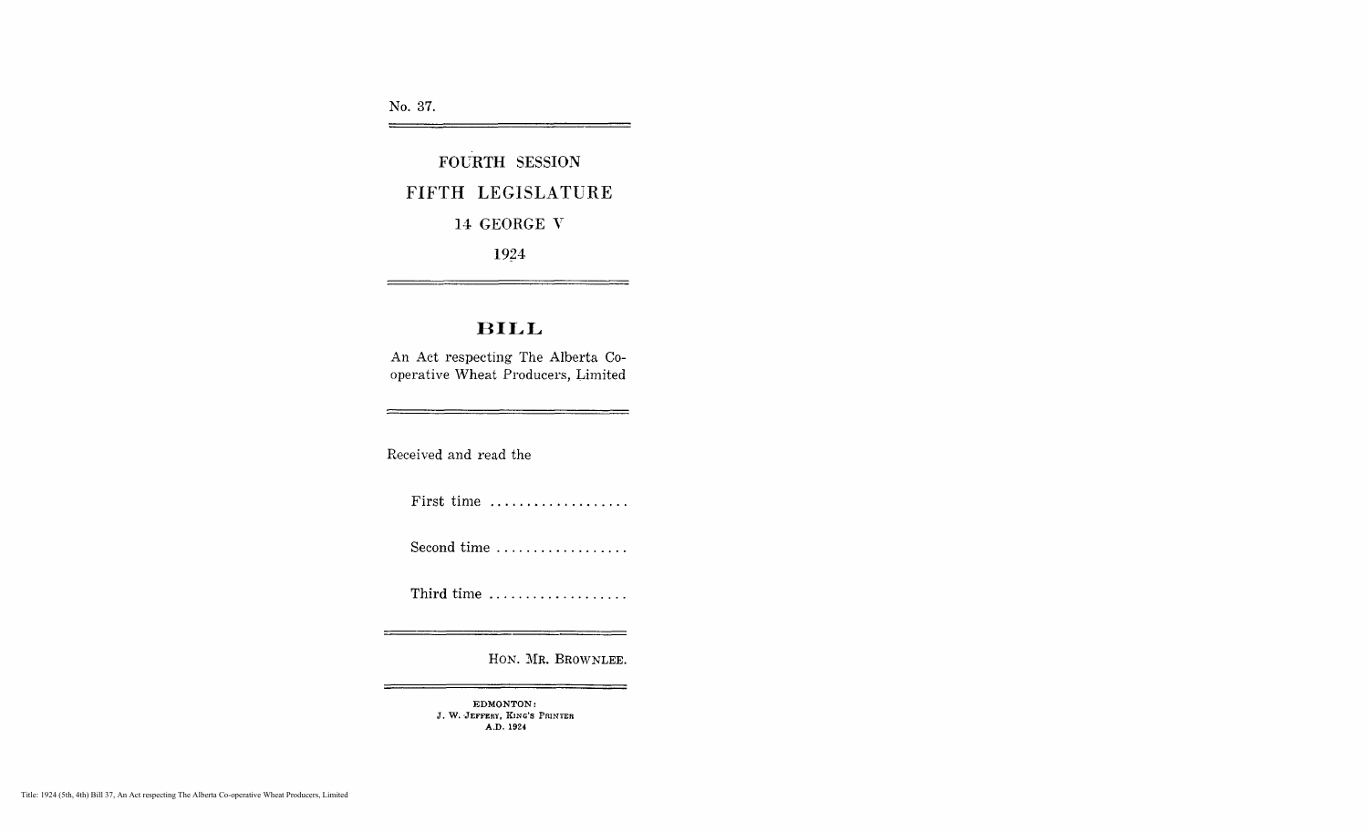No. 37.

FOURTH SESSION

FIFTH LEGISLATURE

14 GEORGE V

1924

# BILL

An Act respecting The Alberta Co-operative Wheat Producers, Limited

Received and read the

First time ..................

Second time ..................

Third time ..................

HON. MR. BROWNLEE.

EDMONTON:
J. W. JEFFERY, KING'S PRINTER
A.D. 1924